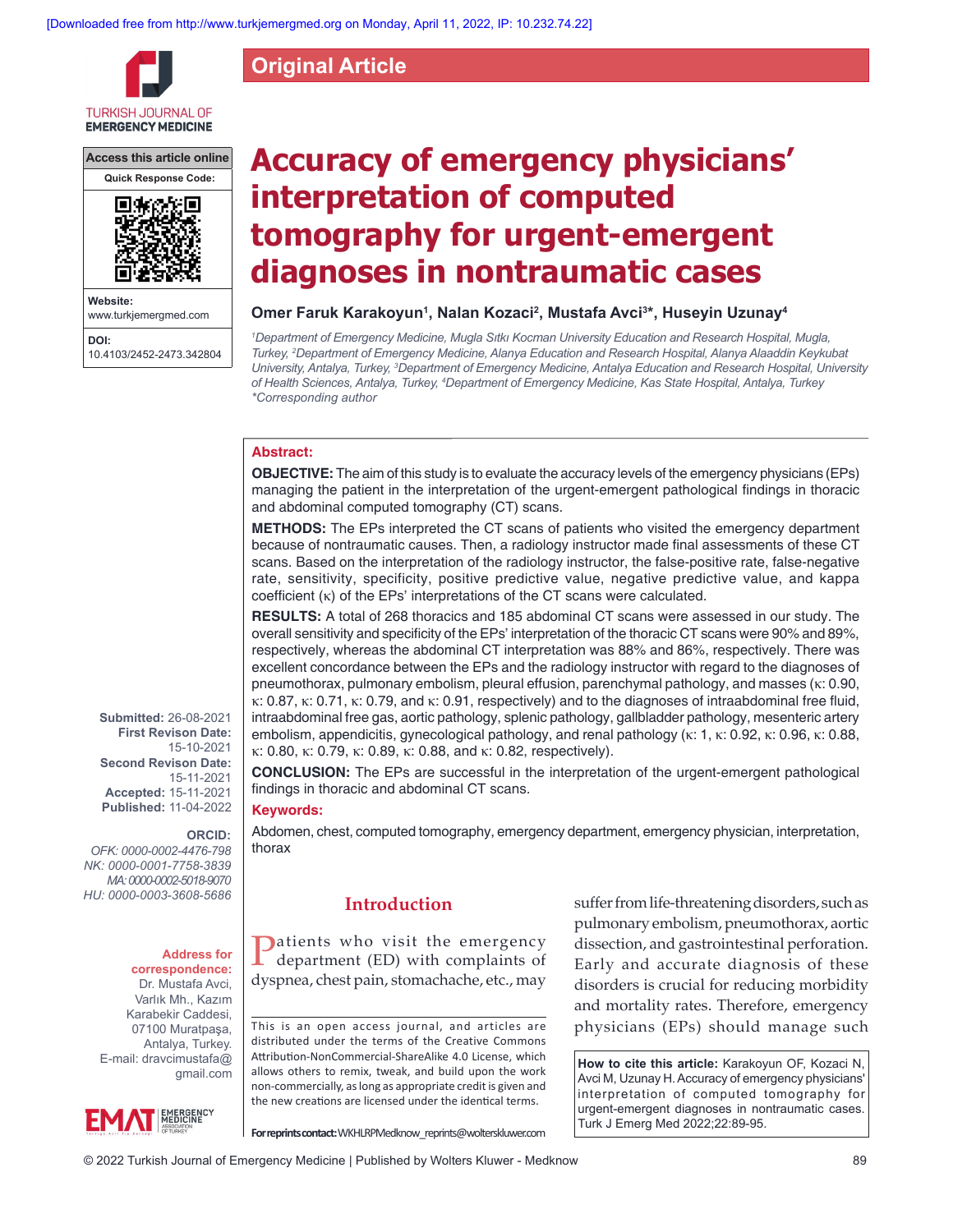Original Article

# Accuracy of emergency physicians' interpretation of computed tomography for urgent-emergent diagnoses in nontraumatic cases

**Omer Faruk Karakoyun[1], Nalan Kozaci[2], Mustafa Avci[3]*, Huseyin Uzunay[4]**

*[1]Department of Emergency Medicine, Mugla Sıtkı Kocman University Education and Research Hospital, Mugla, Turkey, [2]Department of Emergency Medicine, Alanya Education and Research Hospital, Alanya Alaaddin Keykubat University, Antalya, Turkey, [3]Department of Emergency Medicine, Antalya Education and Research Hospital, University of Health Sciences, Antalya, Turkey, [4]Department of Emergency Medicine, Kas State Hospital, Antalya, Turkey*
*\*Corresponding author*

Access this article online

Website: www.turkjemergmed.com

DOI: 10.4103/2452-2473.342804

Submitted: 26-08-2021
First Revison Date: 15-10-2021
Second Revison Date: 15-11-2021
Accepted: 15-11-2021
Published: 11-04-2022

ORCID:
OFK: 0000-0002-4476-798
NK: 0000-0001-7758-3839
MA: 0000-0002-5018-9070
HU: 0000-0003-3608-5686

Address for correspondence:
Dr. Mustafa Avci, Varlık Mh., Kazım Karabekir Caddesi, 07100 Muratpaşa, Antalya, Turkey.
E-mail: dravcimustafa@gmail.com

## Abstract:

**OBJECTIVE:** The aim of this study is to evaluate the accuracy levels of the emergency physicians (EPs) managing the patient in the interpretation of the urgent-emergent pathological findings in thoracic and abdominal computed tomography (CT) scans.

**METHODS:** The EPs interpreted the CT scans of patients who visited the emergency department because of nontraumatic causes. Then, a radiology instructor made final assessments of these CT scans. Based on the interpretation of the radiology instructor, the false-positive rate, false-negative rate, sensitivity, specificity, positive predictive value, negative predictive value, and kappa coefficient (κ) of the EPs' interpretations of the CT scans were calculated.

**RESULTS:** A total of 268 thoracics and 185 abdominal CT scans were assessed in our study. The overall sensitivity and specificity of the EPs' interpretation of the thoracic CT scans were 90% and 89%, respectively, whereas the abdominal CT interpretation was 88% and 86%, respectively. There was excellent concordance between the EPs and the radiology instructor with regard to the diagnoses of pneumothorax, pulmonary embolism, pleural effusion, parenchymal pathology, and masses (κ: 0.90, κ: 0.87, κ: 0.71, κ: 0.79, and κ: 0.91, respectively) and to the diagnoses of intraabdominal free fluid, intraabdominal free gas, aortic pathology, splenic pathology, gallbladder pathology, mesenteric artery embolism, appendicitis, gynecological pathology, and renal pathology (κ: 1, κ: 0.92, κ: 0.96, κ: 0.88, κ: 0.80, κ: 0.79, κ: 0.89, κ: 0.88, and κ: 0.82, respectively).

**CONCLUSION:** The EPs are successful in the interpretation of the urgent-emergent pathological findings in thoracic and abdominal CT scans.

### Keywords:

Abdomen, chest, computed tomography, emergency department, emergency physician, interpretation, thorax

## Introduction

Patients who visit the emergency department (ED) with complaints of dyspnea, chest pain, stomachache, etc., may suffer from life-threatening disorders, such as pulmonary embolism, pneumothorax, aortic dissection, and gastrointestinal perforation. Early and accurate diagnosis of these disorders is crucial for reducing morbidity and mortality rates. Therefore, emergency physicians (EPs) should manage such

This is an open access journal, and articles are distributed under the terms of the Creative Commons Attribution-NonCommercial-ShareAlike 4.0 License, which allows others to remix, tweak, and build upon the work non-commercially, as long as appropriate credit is given and the new creations are licensed under the identical terms.

For reprints contact: WKHLRPMedknow_reprints@wolterskluwer.com

**How to cite this article:** Karakoyun OF, Kozaci N, Avci M, Uzunay H. Accuracy of emergency physicians' interpretation of computed tomography for urgent-emergent diagnoses in nontraumatic cases. Turk J Emerg Med 2022;22:89-95.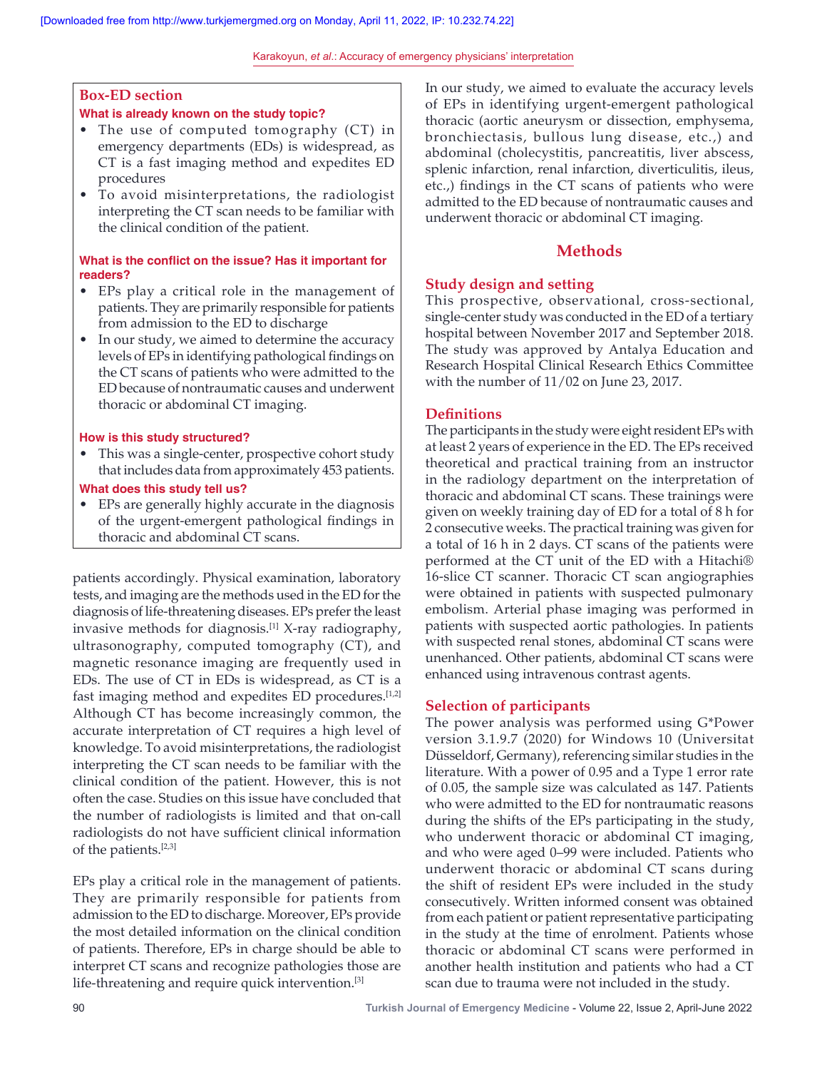## Box-ED section

**What is already known on the study topic?**

- The use of computed tomography (CT) in emergency departments (EDs) is widespread, as CT is a fast imaging method and expedites ED procedures
- To avoid misinterpretations, the radiologist interpreting the CT scan needs to be familiar with the clinical condition of the patient.

**What is the conflict on the issue? Has it important for readers?**

- EPs play a critical role in the management of patients. They are primarily responsible for patients from admission to the ED to discharge
- In our study, we aimed to determine the accuracy levels of EPs in identifying pathological findings on the CT scans of patients who were admitted to the ED because of nontraumatic causes and underwent thoracic or abdominal CT imaging.

**How is this study structured?**

- This was a single-center, prospective cohort study that includes data from approximately 453 patients.

**What does this study tell us?**

- EPs are generally highly accurate in the diagnosis of the urgent-emergent pathological findings in thoracic and abdominal CT scans.

patients accordingly. Physical examination, laboratory tests, and imaging are the methods used in the ED for the diagnosis of life-threatening diseases. EPs prefer the least invasive methods for diagnosis.[1] X-ray radiography, ultrasonography, computed tomography (CT), and magnetic resonance imaging are frequently used in EDs. The use of CT in EDs is widespread, as CT is a fast imaging method and expedites ED procedures.[1,2] Although CT has become increasingly common, the accurate interpretation of CT requires a high level of knowledge. To avoid misinterpretations, the radiologist interpreting the CT scan needs to be familiar with the clinical condition of the patient. However, this is not often the case. Studies on this issue have concluded that the number of radiologists is limited and that on-call radiologists do not have sufficient clinical information of the patients.[2,3]

EPs play a critical role in the management of patients. They are primarily responsible for patients from admission to the ED to discharge. Moreover, EPs provide the most detailed information on the clinical condition of patients. Therefore, EPs in charge should be able to interpret CT scans and recognize pathologies those are life-threatening and require quick intervention.[3]

In our study, we aimed to evaluate the accuracy levels of EPs in identifying urgent-emergent pathological thoracic (aortic aneurysm or dissection, emphysema, bronchiectasis, bullous lung disease, etc.,) and abdominal (cholecystitis, pancreatitis, liver abscess, splenic infarction, renal infarction, diverticulitis, ileus, etc.,) findings in the CT scans of patients who were admitted to the ED because of nontraumatic causes and underwent thoracic or abdominal CT imaging.

# Methods

## Study design and setting

This prospective, observational, cross-sectional, single-center study was conducted in the ED of a tertiary hospital between November 2017 and September 2018. The study was approved by Antalya Education and Research Hospital Clinical Research Ethics Committee with the number of 11/02 on June 23, 2017.

## Definitions

The participants in the study were eight resident EPs with at least 2 years of experience in the ED. The EPs received theoretical and practical training from an instructor in the radiology department on the interpretation of thoracic and abdominal CT scans. These trainings were given on weekly training day of ED for a total of 8 h for 2 consecutive weeks. The practical training was given for a total of 16 h in 2 days. CT scans of the patients were performed at the CT unit of the ED with a Hitachi® 16-slice CT scanner. Thoracic CT scan angiographies were obtained in patients with suspected pulmonary embolism. Arterial phase imaging was performed in patients with suspected aortic pathologies. In patients with suspected renal stones, abdominal CT scans were unenhanced. Other patients, abdominal CT scans were enhanced using intravenous contrast agents.

## Selection of participants

The power analysis was performed using G*Power version 3.1.9.7 (2020) for Windows 10 (Universitat Düsseldorf, Germany), referencing similar studies in the literature. With a power of 0.95 and a Type 1 error rate of 0.05, the sample size was calculated as 147. Patients who were admitted to the ED for nontraumatic reasons during the shifts of the EPs participating in the study, who underwent thoracic or abdominal CT imaging, and who were aged 0–99 were included. Patients who underwent thoracic or abdominal CT scans during the shift of resident EPs were included in the study consecutively. Written informed consent was obtained from each patient or patient representative participating in the study at the time of enrolment. Patients whose thoracic or abdominal CT scans were performed in another health institution and patients who had a CT scan due to trauma were not included in the study.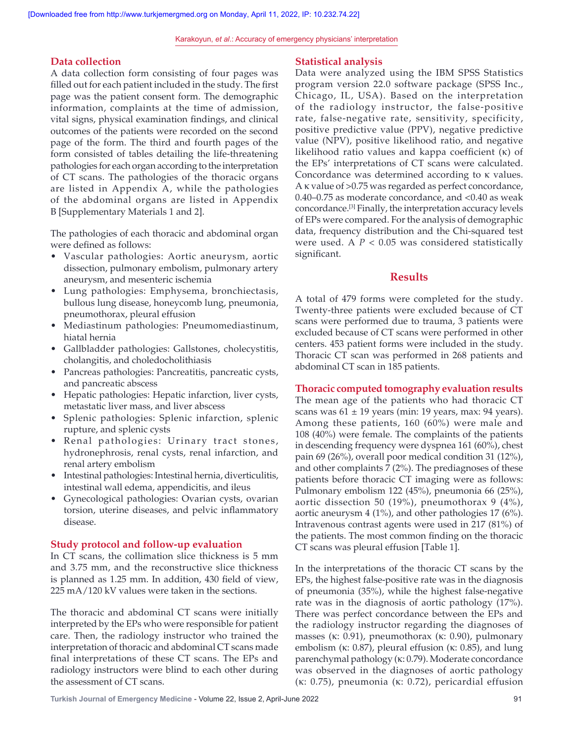## Data collection

A data collection form consisting of four pages was filled out for each patient included in the study. The first page was the patient consent form. The demographic information, complaints at the time of admission, vital signs, physical examination findings, and clinical outcomes of the patients were recorded on the second page of the form. The third and fourth pages of the form consisted of tables detailing the life-threatening pathologies for each organ according to the interpretation of CT scans. The pathologies of the thoracic organs are listed in Appendix A, while the pathologies of the abdominal organs are listed in Appendix B [Supplementary Materials 1 and 2].

The pathologies of each thoracic and abdominal organ were defined as follows:

- Vascular pathologies: Aortic aneurysm, aortic dissection, pulmonary embolism, pulmonary artery aneurysm, and mesenteric ischemia
- Lung pathologies: Emphysema, bronchiectasis, bullous lung disease, honeycomb lung, pneumonia, pneumothorax, pleural effusion
- Mediastinum pathologies: Pneumomediastinum, hiatal hernia
- Gallbladder pathologies: Gallstones, cholecystitis, cholangitis, and choledocholithiasis
- Pancreas pathologies: Pancreatitis, pancreatic cysts, and pancreatic abscess
- Hepatic pathologies: Hepatic infarction, liver cysts, metastatic liver mass, and liver abscess
- Splenic pathologies: Splenic infarction, splenic rupture, and splenic cysts
- Renal pathologies: Urinary tract stones, hydronephrosis, renal cysts, renal infarction, and renal artery embolism
- Intestinal pathologies: Intestinal hernia, diverticulitis, intestinal wall edema, appendicitis, and ileus
- Gynecological pathologies: Ovarian cysts, ovarian torsion, uterine diseases, and pelvic inflammatory disease.

## Study protocol and follow-up evaluation

In CT scans, the collimation slice thickness is 5 mm and 3.75 mm, and the reconstructive slice thickness is planned as 1.25 mm. In addition, 430 field of view, 225 mA/120 kV values were taken in the sections.

The thoracic and abdominal CT scans were initially interpreted by the EPs who were responsible for patient care. Then, the radiology instructor who trained the interpretation of thoracic and abdominal CT scans made final interpretations of these CT scans. The EPs and radiology instructors were blind to each other during the assessment of CT scans.

## Statistical analysis

Data were analyzed using the IBM SPSS Statistics program version 22.0 software package (SPSS Inc., Chicago, IL, USA). Based on the interpretation of the radiology instructor, the false-positive rate, false-negative rate, sensitivity, specificity, positive predictive value (PPV), negative predictive value (NPV), positive likelihood ratio, and negative likelihood ratio values and kappa coefficient (κ) of the EPs' interpretations of CT scans were calculated. Concordance was determined according to κ values. A κ value of >0.75 was regarded as perfect concordance, 0.40–0.75 as moderate concordance, and <0.40 as weak concordance.[3] Finally, the interpretation accuracy levels of EPs were compared. For the analysis of demographic data, frequency distribution and the Chi-squared test were used. A $P < 0.05$ was considered statistically significant.

# Results

A total of 479 forms were completed for the study. Twenty-three patients were excluded because of CT scans were performed due to trauma, 3 patients were excluded because of CT scans were performed in other centers. 453 patient forms were included in the study. Thoracic CT scan was performed in 268 patients and abdominal CT scan in 185 patients.

## Thoracic computed tomography evaluation results

The mean age of the patients who had thoracic CT scans was 61 ± 19 years (min: 19 years, max: 94 years). Among these patients, 160 (60%) were male and 108 (40%) were female. The complaints of the patients in descending frequency were dyspnea 161 (60%), chest pain 69 (26%), overall poor medical condition 31 (12%), and other complaints 7 (2%). The prediagnoses of these patients before thoracic CT imaging were as follows: Pulmonary embolism 122 (45%), pneumonia 66 (25%), aortic dissection 50 (19%), pneumothorax 9 (4%), aortic aneurysm 4 (1%), and other pathologies 17 (6%). Intravenous contrast agents were used in 217 (81%) of the patients. The most common finding on the thoracic CT scans was pleural effusion [Table 1].

In the interpretations of the thoracic CT scans by the EPs, the highest false-positive rate was in the diagnosis of pneumonia (35%), while the highest false-negative rate was in the diagnosis of aortic pathology (17%). There was perfect concordance between the EPs and the radiology instructor regarding the diagnoses of masses (κ: 0.91), pneumothorax (κ: 0.90), pulmonary embolism (κ: 0.87), pleural effusion (κ: 0.85), and lung parenchymal pathology (κ: 0.79). Moderate concordance was observed in the diagnoses of aortic pathology (κ: 0.75), pneumonia (κ: 0.72), pericardial effusion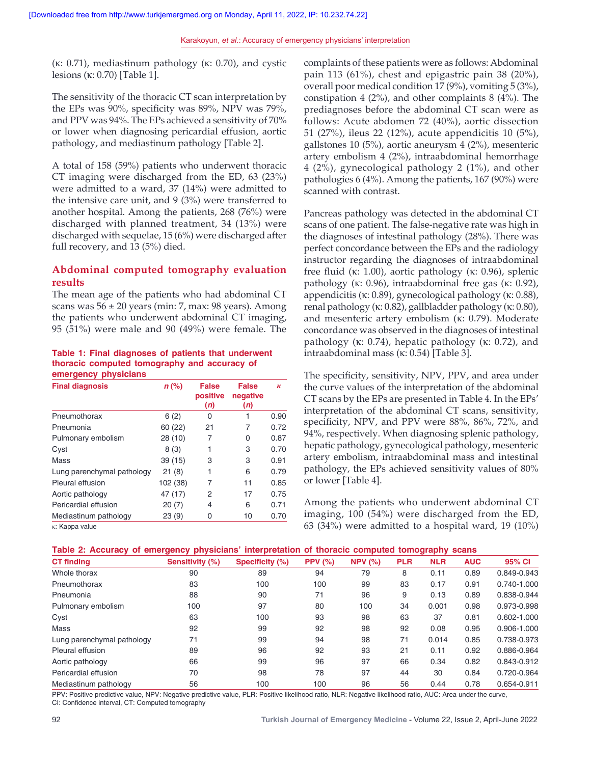(κ: 0.71), mediastinum pathology (κ: 0.70), and cystic lesions (κ: 0.70) [Table 1].

The sensitivity of the thoracic CT scan interpretation by the EPs was 90%, specificity was 89%, NPV was 79%, and PPV was 94%. The EPs achieved a sensitivity of 70% or lower when diagnosing pericardial effusion, aortic pathology, and mediastinum pathology [Table 2].

A total of 158 (59%) patients who underwent thoracic CT imaging were discharged from the ED, 63 (23%) were admitted to a ward, 37 (14%) were admitted to the intensive care unit, and 9 (3%) were transferred to another hospital. Among the patients, 268 (76%) were discharged with planned treatment, 34 (13%) were discharged with sequelae, 15 (6%) were discharged after full recovery, and 13 (5%) died.

## Abdominal computed tomography evaluation results

The mean age of the patients who had abdominal CT scans was 56 ± 20 years (min: 7, max: 98 years). Among the patients who underwent abdominal CT imaging, 95 (51%) were male and 90 (49%) were female. The complaints of these patients were as follows: Abdominal pain 113 (61%), chest and epigastric pain 38 (20%), overall poor medical condition 17 (9%), vomiting 5 (3%), constipation 4 (2%), and other complaints 8 (4%). The prediagnoses before the abdominal CT scan were as follows: Acute abdomen 72 (40%), aortic dissection 51 (27%), ileus 22 (12%), acute appendicitis 10 (5%), gallstones 10 (5%), aortic aneurysm 4 (2%), mesenteric artery embolism 4 (2%), intraabdominal hemorrhage 4 (2%), gynecological pathology 2 (1%), and other pathologies 6 (4%). Among the patients, 167 (90%) were scanned with contrast.

**Table 1: Final diagnoses of patients that underwent thoracic computed tomography and accuracy of emergency physicians**

| Final diagnosis | *n* (%) | False positive (*n*) | False negative (*n*) | κ |
|---|---|---|---|---|
| Pneumothorax | 6 (2) | 0 | 1 | 0.90 |
| Pneumonia | 60 (22) | 21 | 7 | 0.72 |
| Pulmonary embolism | 28 (10) | 7 | 0 | 0.87 |
| Cyst | 8 (3) | 1 | 3 | 0.70 |
| Mass | 39 (15) | 3 | 3 | 0.91 |
| Lung parenchymal pathology | 21 (8) | 1 | 6 | 0.79 |
| Pleural effusion | 102 (38) | 7 | 11 | 0.85 |
| Aortic pathology | 47 (17) | 2 | 17 | 0.75 |
| Pericardial effusion | 20 (7) | 4 | 6 | 0.71 |
| Mediastinum pathology | 23 (9) | 0 | 10 | 0.70 |

κ: Kappa value

Pancreas pathology was detected in the abdominal CT scans of one patient. The false-negative rate was high in the diagnoses of intestinal pathology (28%). There was perfect concordance between the EPs and the radiology instructor regarding the diagnoses of intraabdominal free fluid (κ: 1.00), aortic pathology (κ: 0.96), splenic pathology (κ: 0.96), intraabdominal free gas (κ: 0.92), appendicitis (κ: 0.89), gynecological pathology (κ: 0.88), renal pathology (κ: 0.82), gallbladder pathology (κ: 0.80), and mesenteric artery embolism (κ: 0.79). Moderate concordance was observed in the diagnoses of intestinal pathology (κ: 0.74), hepatic pathology (κ: 0.72), and intraabdominal mass (κ: 0.54) [Table 3].

The specificity, sensitivity, NPV, PPV, and area under the curve values of the interpretation of the abdominal CT scans by the EPs are presented in Table 4. In the EPs' interpretation of the abdominal CT scans, sensitivity, specificity, NPV, and PPV were 88%, 86%, 72%, and 94%, respectively. When diagnosing splenic pathology, hepatic pathology, gynecological pathology, mesenteric artery embolism, intraabdominal mass and intestinal pathology, the EPs achieved sensitivity values of 80% or lower [Table 4].

Among the patients who underwent abdominal CT imaging, 100 (54%) were discharged from the ED, 63 (34%) were admitted to a hospital ward, 19 (10%)

**Table 2: Accuracy of emergency physicians' interpretation of thoracic computed tomography scans**

| CT finding | Sensitivity (%) | Specificity (%) | PPV (%) | NPV (%) | PLR | NLR | AUC | 95% CI |
|---|---|---|---|---|---|---|---|---|
| Whole thorax | 90 | 89 | 94 | 79 | 8 | 0.11 | 0.89 | 0.849-0.943 |
| Pneumothorax | 83 | 100 | 100 | 99 | 83 | 0.17 | 0.91 | 0.740-1.000 |
| Pneumonia | 88 | 90 | 71 | 96 | 9 | 0.13 | 0.89 | 0.838-0.944 |
| Pulmonary embolism | 100 | 97 | 80 | 100 | 34 | 0.001 | 0.98 | 0.973-0.998 |
| Cyst | 63 | 100 | 93 | 98 | 63 | 37 | 0.81 | 0.602-1.000 |
| Mass | 92 | 99 | 92 | 98 | 92 | 0.08 | 0.95 | 0.906-1.000 |
| Lung parenchymal pathology | 71 | 99 | 94 | 98 | 71 | 0.014 | 0.85 | 0.738-0.973 |
| Pleural effusion | 89 | 96 | 92 | 93 | 21 | 0.11 | 0.92 | 0.886-0.964 |
| Aortic pathology | 66 | 99 | 96 | 97 | 66 | 0.34 | 0.82 | 0.843-0.912 |
| Pericardial effusion | 70 | 98 | 78 | 97 | 44 | 30 | 0.84 | 0.720-0.964 |
| Mediastinum pathology | 56 | 100 | 100 | 96 | 56 | 0.44 | 0.78 | 0.654-0.911 |

PPV: Positive predictive value, NPV: Negative predictive value, PLR: Positive likelihood ratio, NLR: Negative likelihood ratio, AUC: Area under the curve, CI: Confidence interval, CT: Computed tomography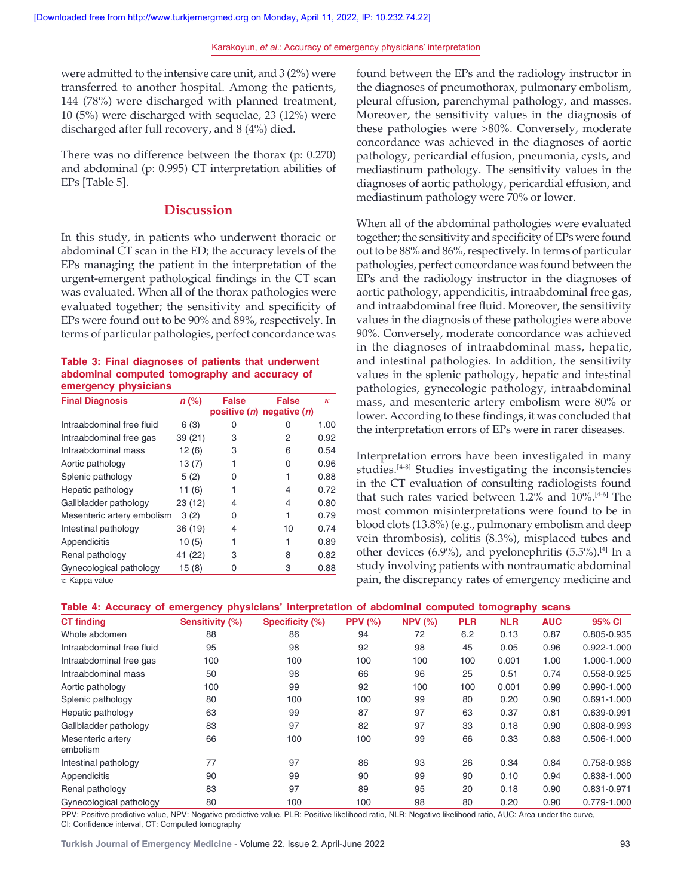were admitted to the intensive care unit, and 3 (2%) were transferred to another hospital. Among the patients, 144 (78%) were discharged with planned treatment, 10 (5%) were discharged with sequelae, 23 (12%) were discharged after full recovery, and 8 (4%) died.

There was no difference between the thorax (p: 0.270) and abdominal (p: 0.995) CT interpretation abilities of EPs [Table 5].

## Discussion

In this study, in patients who underwent thoracic or abdominal CT scan in the ED; the accuracy levels of the EPs managing the patient in the interpretation of the urgent-emergent pathological findings in the CT scan was evaluated. When all of the thorax pathologies were evaluated together; the sensitivity and specificity of EPs were found out to be 90% and 89%, respectively. In terms of particular pathologies, perfect concordance was found between the EPs and the radiology instructor in the diagnoses of pneumothorax, pulmonary embolism, pleural effusion, parenchymal pathology, and masses. Moreover, the sensitivity values in the diagnosis of these pathologies were >80%. Conversely, moderate concordance was achieved in the diagnoses of aortic pathology, pericardial effusion, pneumonia, cysts, and mediastinum pathology. The sensitivity values in the diagnoses of aortic pathology, pericardial effusion, and mediastinum pathology were 70% or lower.

When all of the abdominal pathologies were evaluated together; the sensitivity and specificity of EPs were found out to be 88% and 86%, respectively. In terms of particular pathologies, perfect concordance was found between the EPs and the radiology instructor in the diagnoses of aortic pathology, appendicitis, intraabdominal free gas, and intraabdominal free fluid. Moreover, the sensitivity values in the diagnosis of these pathologies were above 90%. Conversely, moderate concordance was achieved in the diagnoses of intraabdominal mass, hepatic, and intestinal pathologies. In addition, the sensitivity values in the splenic pathology, hepatic and intestinal pathologies, gynecologic pathology, intraabdominal mass, and mesenteric artery embolism were 80% or lower. According to these findings, it was concluded that the interpretation errors of EPs were in rarer diseases.

Interpretation errors have been investigated in many studies.[4-8] Studies investigating the inconsistencies in the CT evaluation of consulting radiologists found that such rates varied between 1.2% and 10%.[4-6] The most common misinterpretations were found to be in blood clots (13.8%) (e.g., pulmonary embolism and deep vein thrombosis), colitis (8.3%), misplaced tubes and other devices (6.9%), and pyelonephritis (5.5%).[4] In a study involving patients with nontraumatic abdominal pain, the discrepancy rates of emergency medicine and

**Table 3: Final diagnoses of patients that underwent abdominal computed tomography and accuracy of emergency physicians**

| Final Diagnosis | n (%) | False positive (n) | False negative (n) | κ |
|---|---|---|---|---|
| Intraabdominal free fluid | 6 (3) | 0 | 0 | 1.00 |
| Intraabdominal free gas | 39 (21) | 3 | 2 | 0.92 |
| Intraabdominal mass | 12 (6) | 3 | 6 | 0.54 |
| Aortic pathology | 13 (7) | 1 | 0 | 0.96 |
| Splenic pathology | 5 (2) | 0 | 1 | 0.88 |
| Hepatic pathology | 11 (6) | 1 | 4 | 0.72 |
| Gallbladder pathology | 23 (12) | 4 | 4 | 0.80 |
| Mesenteric artery embolism | 3 (2) | 0 | 1 | 0.79 |
| Intestinal pathology | 36 (19) | 4 | 10 | 0.74 |
| Appendicitis | 10 (5) | 1 | 1 | 0.89 |
| Renal pathology | 41 (22) | 3 | 8 | 0.82 |
| Gynecological pathology | 15 (8) | 0 | 3 | 0.88 |

κ: Kappa value

**Table 4: Accuracy of emergency physicians' interpretation of abdominal computed tomography scans**

| CT finding | Sensitivity (%) | Specificity (%) | PPV (%) | NPV (%) | PLR | NLR | AUC | 95% CI |
|---|---|---|---|---|---|---|---|---|
| Whole abdomen | 88 | 86 | 94 | 72 | 6.2 | 0.13 | 0.87 | 0.805-0.935 |
| Intraabdominal free fluid | 95 | 98 | 92 | 98 | 45 | 0.05 | 0.96 | 0.922-1.000 |
| Intraabdominal free gas | 100 | 100 | 100 | 100 | 100 | 0.001 | 1.00 | 1.000-1.000 |
| Intraabdominal mass | 50 | 98 | 66 | 96 | 25 | 0.51 | 0.74 | 0.558-0.925 |
| Aortic pathology | 100 | 99 | 92 | 100 | 100 | 0.001 | 0.99 | 0.990-1.000 |
| Splenic pathology | 80 | 100 | 100 | 99 | 80 | 0.20 | 0.90 | 0.691-1.000 |
| Hepatic pathology | 63 | 99 | 87 | 97 | 63 | 0.37 | 0.81 | 0.639-0.991 |
| Gallbladder pathology | 83 | 97 | 82 | 97 | 33 | 0.18 | 0.90 | 0.808-0.993 |
| Mesenteric artery embolism | 66 | 100 | 100 | 99 | 66 | 0.33 | 0.83 | 0.506-1.000 |
| Intestinal pathology | 77 | 97 | 86 | 93 | 26 | 0.34 | 0.84 | 0.758-0.938 |
| Appendicitis | 90 | 99 | 90 | 99 | 90 | 0.10 | 0.94 | 0.838-1.000 |
| Renal pathology | 83 | 97 | 89 | 95 | 20 | 0.18 | 0.90 | 0.831-0.971 |
| Gynecological pathology | 80 | 100 | 100 | 98 | 80 | 0.20 | 0.90 | 0.779-1.000 |

PPV: Positive predictive value, NPV: Negative predictive value, PLR: Positive likelihood ratio, NLR: Negative likelihood ratio, AUC: Area under the curve, CI: Confidence interval, CT: Computed tomography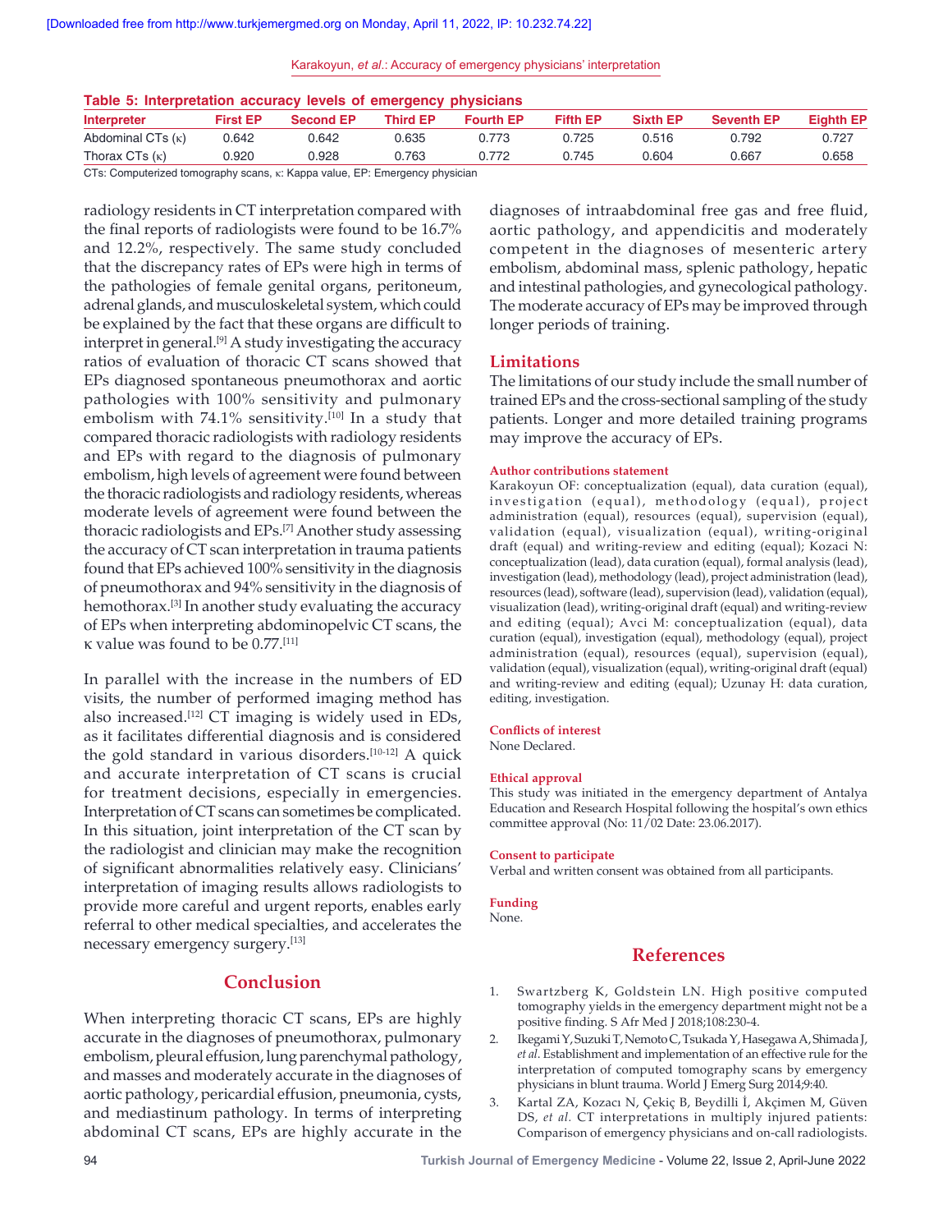**Table 5: Interpretation accuracy levels of emergency physicians**

| Interpreter | First EP | Second EP | Third EP | Fourth EP | Fifth EP | Sixth EP | Seventh EP | Eighth EP |
|---|---|---|---|---|---|---|---|---|
| Abdominal CTs (κ) | 0.642 | 0.642 | 0.635 | 0.773 | 0.725 | 0.516 | 0.792 | 0.727 |
| Thorax CTs (κ) | 0.920 | 0.928 | 0.763 | 0.772 | 0.745 | 0.604 | 0.667 | 0.658 |

CTs: Computerized tomography scans, κ: Kappa value, EP: Emergency physician

radiology residents in CT interpretation compared with the final reports of radiologists were found to be 16.7% and 12.2%, respectively. The same study concluded that the discrepancy rates of EPs were high in terms of the pathologies of female genital organs, peritoneum, adrenal glands, and musculoskeletal system, which could be explained by the fact that these organs are difficult to interpret in general.[9] A study investigating the accuracy ratios of evaluation of thoracic CT scans showed that EPs diagnosed spontaneous pneumothorax and aortic pathologies with 100% sensitivity and pulmonary embolism with 74.1% sensitivity.[10] In a study that compared thoracic radiologists with radiology residents and EPs with regard to the diagnosis of pulmonary embolism, high levels of agreement were found between the thoracic radiologists and radiology residents, whereas moderate levels of agreement were found between the thoracic radiologists and EPs.[7] Another study assessing the accuracy of CT scan interpretation in trauma patients found that EPs achieved 100% sensitivity in the diagnosis of pneumothorax and 94% sensitivity in the diagnosis of hemothorax.[3] In another study evaluating the accuracy of EPs when interpreting abdominopelvic CT scans, the κ value was found to be 0.77.[11]

In parallel with the increase in the numbers of ED visits, the number of performed imaging method has also increased.[12] CT imaging is widely used in EDs, as it facilitates differential diagnosis and is considered the gold standard in various disorders.[10-12] A quick and accurate interpretation of CT scans is crucial for treatment decisions, especially in emergencies. Interpretation of CT scans can sometimes be complicated. In this situation, joint interpretation of the CT scan by the radiologist and clinician may make the recognition of significant abnormalities relatively easy. Clinicians' interpretation of imaging results allows radiologists to provide more careful and urgent reports, enables early referral to other medical specialties, and accelerates the necessary emergency surgery.[13]

## Conclusion

When interpreting thoracic CT scans, EPs are highly accurate in the diagnoses of pneumothorax, pulmonary embolism, pleural effusion, lung parenchymal pathology, and masses and moderately accurate in the diagnoses of aortic pathology, pericardial effusion, pneumonia, cysts, and mediastinum pathology. In terms of interpreting abdominal CT scans, EPs are highly accurate in the diagnoses of intraabdominal free gas and free fluid, aortic pathology, and appendicitis and moderately competent in the diagnoses of mesenteric artery embolism, abdominal mass, splenic pathology, hepatic and intestinal pathologies, and gynecological pathology. The moderate accuracy of EPs may be improved through longer periods of training.

## Limitations

The limitations of our study include the small number of trained EPs and the cross-sectional sampling of the study patients. Longer and more detailed training programs may improve the accuracy of EPs.

#### Author contributions statement

Karakoyun OF: conceptualization (equal), data curation (equal), investigation (equal), methodology (equal), project administration (equal), resources (equal), supervision (equal), validation (equal), visualization (equal), writing-original draft (equal) and writing-review and editing (equal); Kozaci N: conceptualization (lead), data curation (equal), formal analysis (lead), investigation (lead), methodology (lead), project administration (lead), resources (lead), software (lead), supervision (lead), validation (equal), visualization (lead), writing-original draft (equal) and writing-review and editing (equal); Avci M: conceptualization (equal), data curation (equal), investigation (equal), methodology (equal), project administration (equal), resources (equal), supervision (equal), validation (equal), visualization (equal), writing-original draft (equal) and writing-review and editing (equal); Uzunay H: data curation, editing, investigation.

#### Conflicts of interest

None Declared.

#### Ethical approval

This study was initiated in the emergency department of Antalya Education and Research Hospital following the hospital's own ethics committee approval (No: 11/02 Date: 23.06.2017).

#### Consent to participate

Verbal and written consent was obtained from all participants.

#### Funding

None.

## References

1. Swartzberg K, Goldstein LN. High positive computed tomography yields in the emergency department might not be a positive finding. S Afr Med J 2018;108:230-4.
2. Ikegami Y, Suzuki T, Nemoto C, Tsukada Y, Hasegawa A, Shimada J, *et al*. Establishment and implementation of an effective rule for the interpretation of computed tomography scans by emergency physicians in blunt trauma. World J Emerg Surg 2014;9:40.
3. Kartal ZA, Kozacı N, Çekiç B, Beydilli İ, Akçimen M, Güven DS, *et al*. CT interpretations in multiply injured patients: Comparison of emergency physicians and on-call radiologists.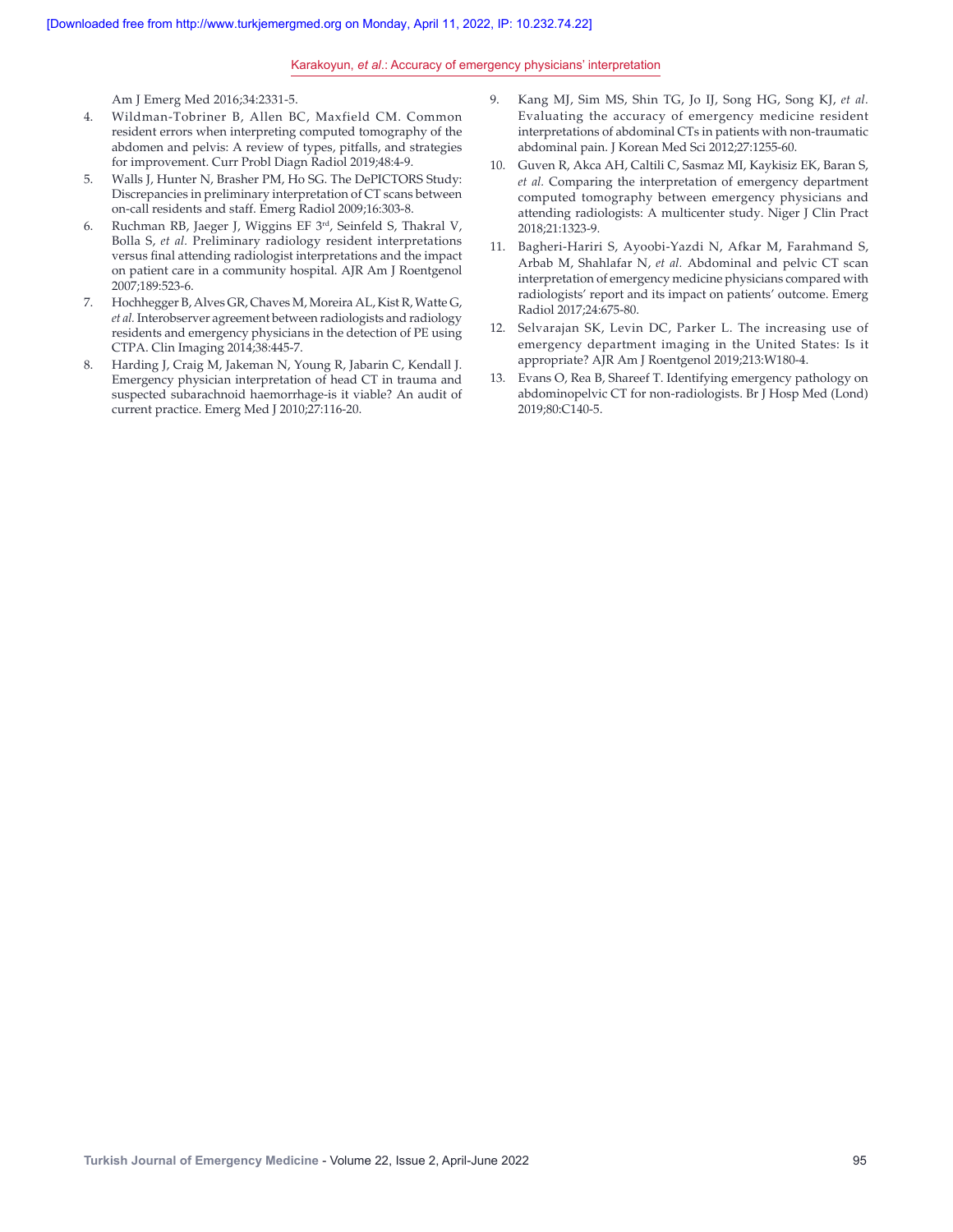Am J Emerg Med 2016;34:2331-5.

4. Wildman-Tobriner B, Allen BC, Maxfield CM. Common resident errors when interpreting computed tomography of the abdomen and pelvis: A review of types, pitfalls, and strategies for improvement. Curr Probl Diagn Radiol 2019;48:4-9.
5. Walls J, Hunter N, Brasher PM, Ho SG. The DePICTORS Study: Discrepancies in preliminary interpretation of CT scans between on-call residents and staff. Emerg Radiol 2009;16:303-8.
6. Ruchman RB, Jaeger J, Wiggins EF 3rd, Seinfeld S, Thakral V, Bolla S, *et al*. Preliminary radiology resident interpretations versus final attending radiologist interpretations and the impact on patient care in a community hospital. AJR Am J Roentgenol 2007;189:523-6.
7. Hochhegger B, Alves GR, Chaves M, Moreira AL, Kist R, Watte G, *et al.* Interobserver agreement between radiologists and radiology residents and emergency physicians in the detection of PE using CTPA. Clin Imaging 2014;38:445-7.
8. Harding J, Craig M, Jakeman N, Young R, Jabarin C, Kendall J. Emergency physician interpretation of head CT in trauma and suspected subarachnoid haemorrhage-is it viable? An audit of current practice. Emerg Med J 2010;27:116-20.
9. Kang MJ, Sim MS, Shin TG, Jo IJ, Song HG, Song KJ, *et al.* Evaluating the accuracy of emergency medicine resident interpretations of abdominal CTs in patients with non-traumatic abdominal pain. J Korean Med Sci 2012;27:1255-60.
10. Guven R, Akca AH, Caltili C, Sasmaz MI, Kaykisiz EK, Baran S, *et al.* Comparing the interpretation of emergency department computed tomography between emergency physicians and attending radiologists: A multicenter study. Niger J Clin Pract 2018;21:1323-9.
11. Bagheri-Hariri S, Ayoobi-Yazdi N, Afkar M, Farahmand S, Arbab M, Shahlafar N, *et al.* Abdominal and pelvic CT scan interpretation of emergency medicine physicians compared with radiologists' report and its impact on patients' outcome. Emerg Radiol 2017;24:675-80.
12. Selvarajan SK, Levin DC, Parker L. The increasing use of emergency department imaging in the United States: Is it appropriate? AJR Am J Roentgenol 2019;213:W180-4.
13. Evans O, Rea B, Shareef T. Identifying emergency pathology on abdominopelvic CT for non-radiologists. Br J Hosp Med (Lond) 2019;80:C140-5.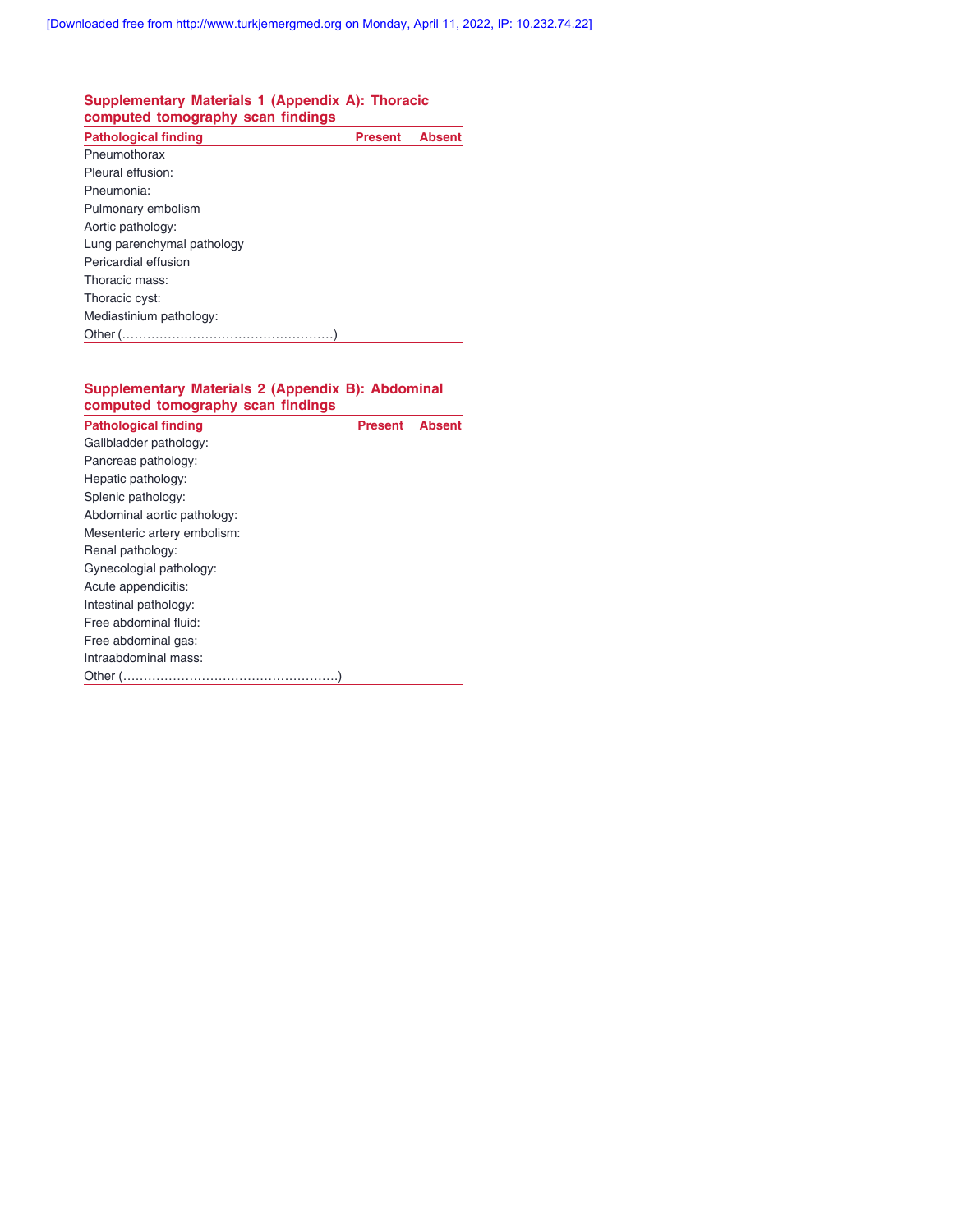**Supplementary Materials 1 (Appendix A): Thoracic computed tomography scan findings**

| Pathological finding | Present | Absent |
|---|---|---|
| Pneumothorax | | |
| Pleural effusion: | | |
| Pneumonia: | | |
| Pulmonary embolism | | |
| Aortic pathology: | | |
| Lung parenchymal pathology | | |
| Pericardial effusion | | |
| Thoracic mass: | | |
| Thoracic cyst: | | |
| Mediastinium pathology: | | |
| Other (……………………………………………) | | |

**Supplementary Materials 2 (Appendix B): Abdominal computed tomography scan findings**

| Pathological finding | Present | Absent |
|---|---|---|
| Gallbladder pathology: | | |
| Pancreas pathology: | | |
| Hepatic pathology: | | |
| Splenic pathology: | | |
| Abdominal aortic pathology: | | |
| Mesenteric artery embolism: | | |
| Renal pathology: | | |
| Gynecologial pathology: | | |
| Acute appendicitis: | | |
| Intestinal pathology: | | |
| Free abdominal fluid: | | |
| Free abdominal gas: | | |
| Intraabdominal mass: | | |
| Other (……………………………………………) | | |